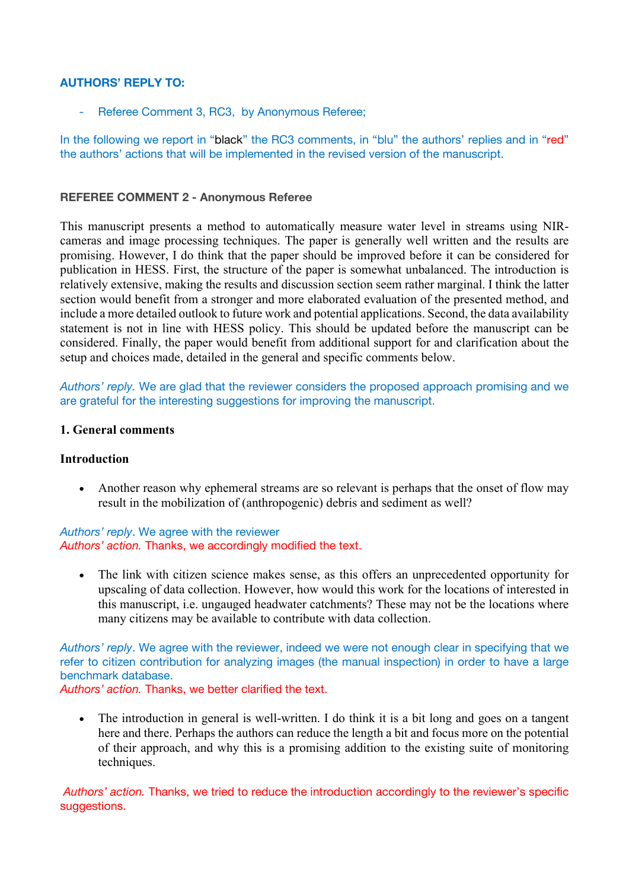**AUTHORS' REPLY TO:**

- Referee Comment 3, RC3, by Anonymous Referee;

In the following we report in "black" the RC3 comments, in "blu" the authors' replies and in "red" the authors' actions that will be implemented in the revised version of the manuscript.

**REFEREE COMMENT 2 - Anonymous Referee**

This manuscript presents a method to automatically measure water level in streams using NIR-cameras and image processing techniques. The paper is generally well written and the results are promising. However, I do think that the paper should be improved before it can be considered for publication in HESS. First, the structure of the paper is somewhat unbalanced. The introduction is relatively extensive, making the results and discussion section seem rather marginal. I think the latter section would benefit from a stronger and more elaborated evaluation of the presented method, and include a more detailed outlook to future work and potential applications. Second, the data availability statement is not in line with HESS policy. This should be updated before the manuscript can be considered. Finally, the paper would benefit from additional support for and clarification about the setup and choices made, detailed in the general and specific comments below.

*Authors' reply.* We are glad that the reviewer considers the proposed approach promising and we are grateful for the interesting suggestions for improving the manuscript.

**1. General comments**

**Introduction**

- Another reason why ephemeral streams are so relevant is perhaps that the onset of flow may result in the mobilization of (anthropogenic) debris and sediment as well?

*Authors' reply*. We agree with the reviewer
*Authors' action.* Thanks, we accordingly modified the text.

- The link with citizen science makes sense, as this offers an unprecedented opportunity for upscaling of data collection. However, how would this work for the locations of interested in this manuscript, i.e. ungauged headwater catchments? These may not be the locations where many citizens may be available to contribute with data collection.

*Authors' reply*. We agree with the reviewer, indeed we were not enough clear in specifying that we refer to citizen contribution for analyzing images (the manual inspection) in order to have a large benchmark database.
*Authors' action.* Thanks, we better clarified the text.

- The introduction in general is well-written. I do think it is a bit long and goes on a tangent here and there. Perhaps the authors can reduce the length a bit and focus more on the potential of their approach, and why this is a promising addition to the existing suite of monitoring techniques.

*Authors' action.* Thanks, we tried to reduce the introduction accordingly to the reviewer's specific suggestions.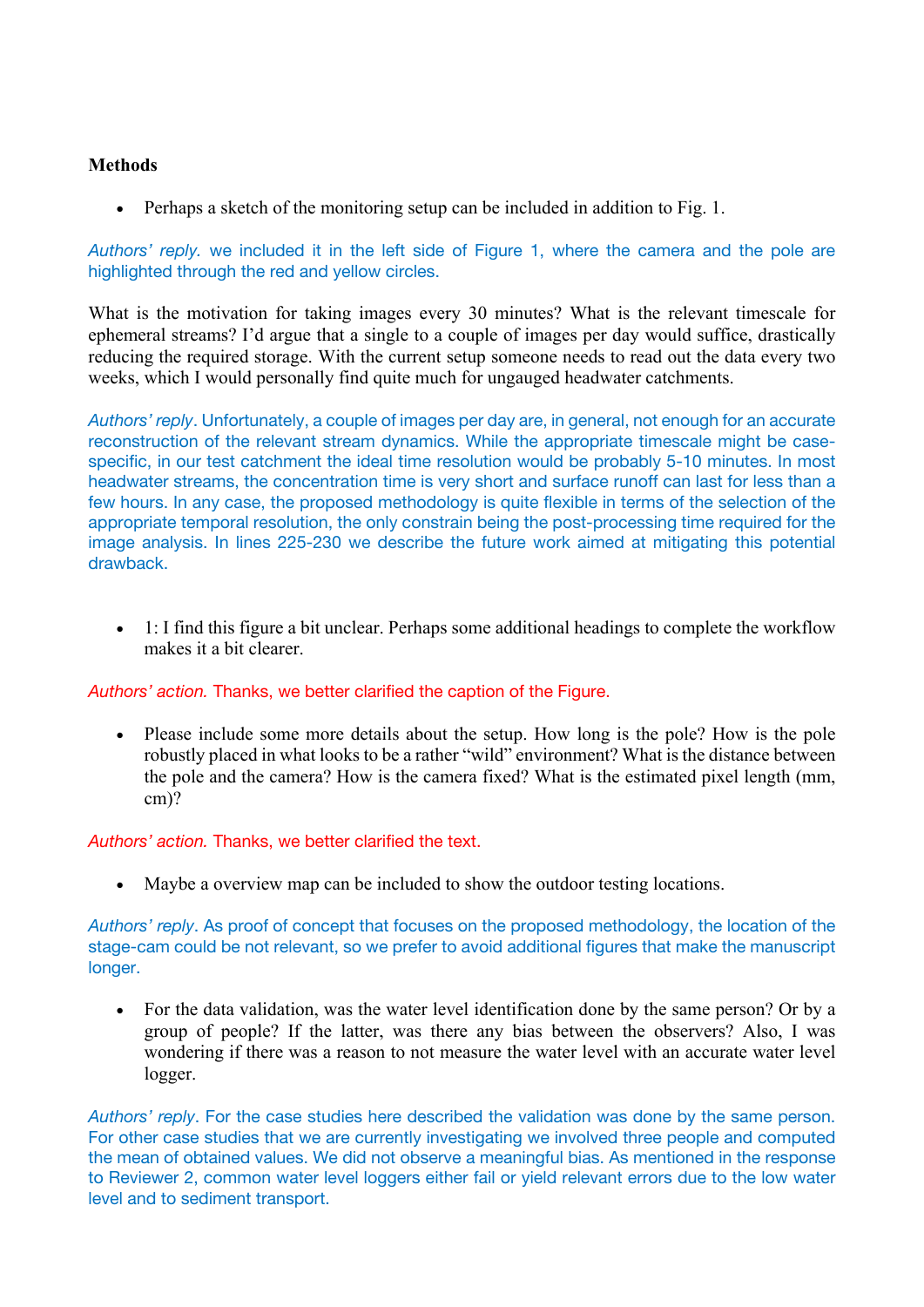**Methods**

- Perhaps a sketch of the monitoring setup can be included in addition to Fig. 1.

*Authors' reply.* we included it in the left side of Figure 1, where the camera and the pole are highlighted through the red and yellow circles.

What is the motivation for taking images every 30 minutes? What is the relevant timescale for ephemeral streams? I'd argue that a single to a couple of images per day would suffice, drastically reducing the required storage. With the current setup someone needs to read out the data every two weeks, which I would personally find quite much for ungauged headwater catchments.

*Authors' reply*. Unfortunately, a couple of images per day are, in general, not enough for an accurate reconstruction of the relevant stream dynamics. While the appropriate timescale might be case-specific, in our test catchment the ideal time resolution would be probably 5-10 minutes. In most headwater streams, the concentration time is very short and surface runoff can last for less than a few hours. In any case, the proposed methodology is quite flexible in terms of the selection of the appropriate temporal resolution, the only constrain being the post-processing time required for the image analysis. In lines 225-230 we describe the future work aimed at mitigating this potential drawback.

- 1: I find this figure a bit unclear. Perhaps some additional headings to complete the workflow makes it a bit clearer.

*Authors' action.* Thanks, we better clarified the caption of the Figure.

- Please include some more details about the setup. How long is the pole? How is the pole robustly placed in what looks to be a rather "wild" environment? What is the distance between the pole and the camera? How is the camera fixed? What is the estimated pixel length (mm, cm)?

*Authors' action.* Thanks, we better clarified the text.

- Maybe a overview map can be included to show the outdoor testing locations.

*Authors' reply*. As proof of concept that focuses on the proposed methodology, the location of the stage-cam could be not relevant, so we prefer to avoid additional figures that make the manuscript longer.

- For the data validation, was the water level identification done by the same person? Or by a group of people? If the latter, was there any bias between the observers? Also, I was wondering if there was a reason to not measure the water level with an accurate water level logger.

*Authors' reply*. For the case studies here described the validation was done by the same person. For other case studies that we are currently investigating we involved three people and computed the mean of obtained values. We did not observe a meaningful bias. As mentioned in the response to Reviewer 2, common water level loggers either fail or yield relevant errors due to the low water level and to sediment transport.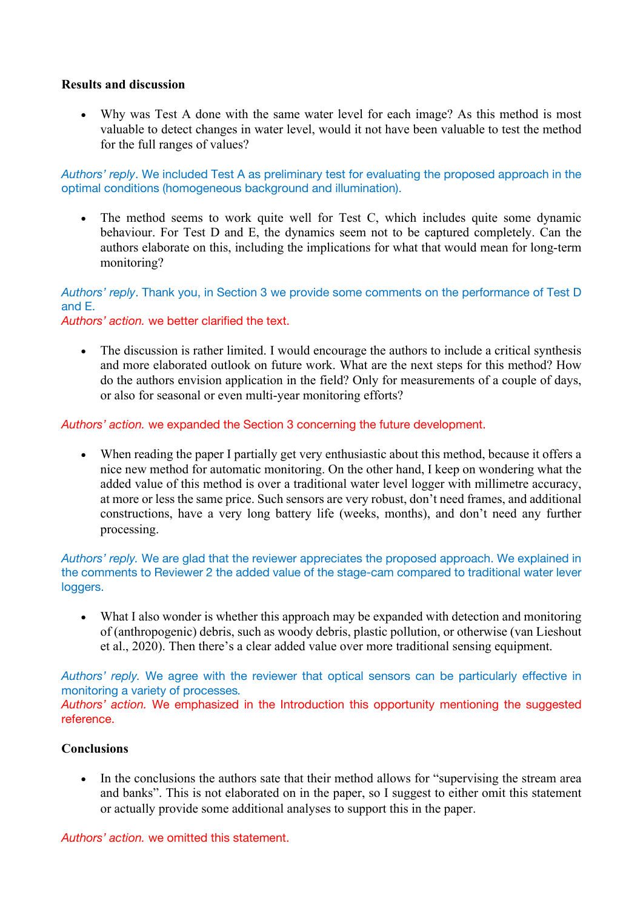**Results and discussion**

- Why was Test A done with the same water level for each image? As this method is most valuable to detect changes in water level, would it not have been valuable to test the method for the full ranges of values?

*Authors' reply*. We included Test A as preliminary test for evaluating the proposed approach in the optimal conditions (homogeneous background and illumination).

- The method seems to work quite well for Test C, which includes quite some dynamic behaviour. For Test D and E, the dynamics seem not to be captured completely. Can the authors elaborate on this, including the implications for what that would mean for long-term monitoring?

*Authors' reply*. Thank you, in Section 3 we provide some comments on the performance of Test D and E.
*Authors' action.* we better clarified the text.

- The discussion is rather limited. I would encourage the authors to include a critical synthesis and more elaborated outlook on future work. What are the next steps for this method? How do the authors envision application in the field? Only for measurements of a couple of days, or also for seasonal or even multi-year monitoring efforts?

*Authors' action.* we expanded the Section 3 concerning the future development.

- When reading the paper I partially get very enthusiastic about this method, because it offers a nice new method for automatic monitoring. On the other hand, I keep on wondering what the added value of this method is over a traditional water level logger with millimetre accuracy, at more or less the same price. Such sensors are very robust, don't need frames, and additional constructions, have a very long battery life (weeks, months), and don't need any further processing.

*Authors' reply.* We are glad that the reviewer appreciates the proposed approach. We explained in the comments to Reviewer 2 the added value of the stage-cam compared to traditional water lever loggers.

- What I also wonder is whether this approach may be expanded with detection and monitoring of (anthropogenic) debris, such as woody debris, plastic pollution, or otherwise (van Lieshout et al., 2020). Then there's a clear added value over more traditional sensing equipment.

*Authors' reply.* We agree with the reviewer that optical sensors can be particularly effective in monitoring a variety of processes.
*Authors' action.* We emphasized in the Introduction this opportunity mentioning the suggested reference.

**Conclusions**

- In the conclusions the authors sate that their method allows for "supervising the stream area and banks". This is not elaborated on in the paper, so I suggest to either omit this statement or actually provide some additional analyses to support this in the paper.

*Authors' action.* we omitted this statement.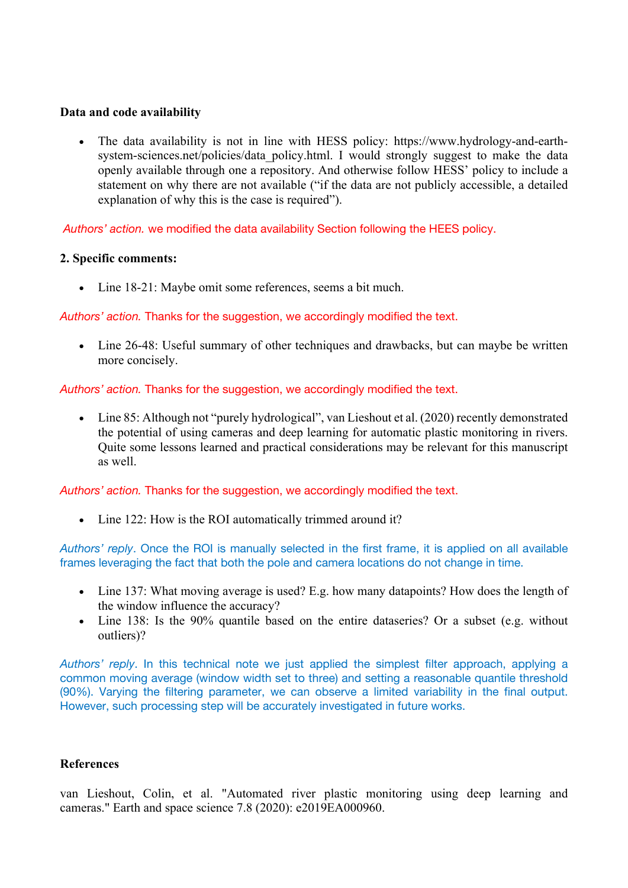**Data and code availability**

- The data availability is not in line with HESS policy: https://www.hydrology-and-earth-system-sciences.net/policies/data_policy.html. I would strongly suggest to make the data openly available through one a repository. And otherwise follow HESS' policy to include a statement on why there are not available ("if the data are not publicly accessible, a detailed explanation of why this is the case is required").

*Authors' action.* we modified the data availability Section following the HEES policy.

**2. Specific comments:**

- Line 18-21: Maybe omit some references, seems a bit much.

*Authors' action.* Thanks for the suggestion, we accordingly modified the text.

- Line 26-48: Useful summary of other techniques and drawbacks, but can maybe be written more concisely.

*Authors' action.* Thanks for the suggestion, we accordingly modified the text.

- Line 85: Although not "purely hydrological", van Lieshout et al. (2020) recently demonstrated the potential of using cameras and deep learning for automatic plastic monitoring in rivers. Quite some lessons learned and practical considerations may be relevant for this manuscript as well.

*Authors' action.* Thanks for the suggestion, we accordingly modified the text.

- Line 122: How is the ROI automatically trimmed around it?

*Authors' reply*. Once the ROI is manually selected in the first frame, it is applied on all available frames leveraging the fact that both the pole and camera locations do not change in time.

- Line 137: What moving average is used? E.g. how many datapoints? How does the length of the window influence the accuracy?
- Line 138: Is the 90% quantile based on the entire dataseries? Or a subset (e.g. without outliers)?

*Authors' reply*. In this technical note we just applied the simplest filter approach, applying a common moving average (window width set to three) and setting a reasonable quantile threshold (90%). Varying the filtering parameter, we can observe a limited variability in the final output. However, such processing step will be accurately investigated in future works.

**References**

van Lieshout, Colin, et al. "Automated river plastic monitoring using deep learning and cameras." Earth and space science 7.8 (2020): e2019EA000960.